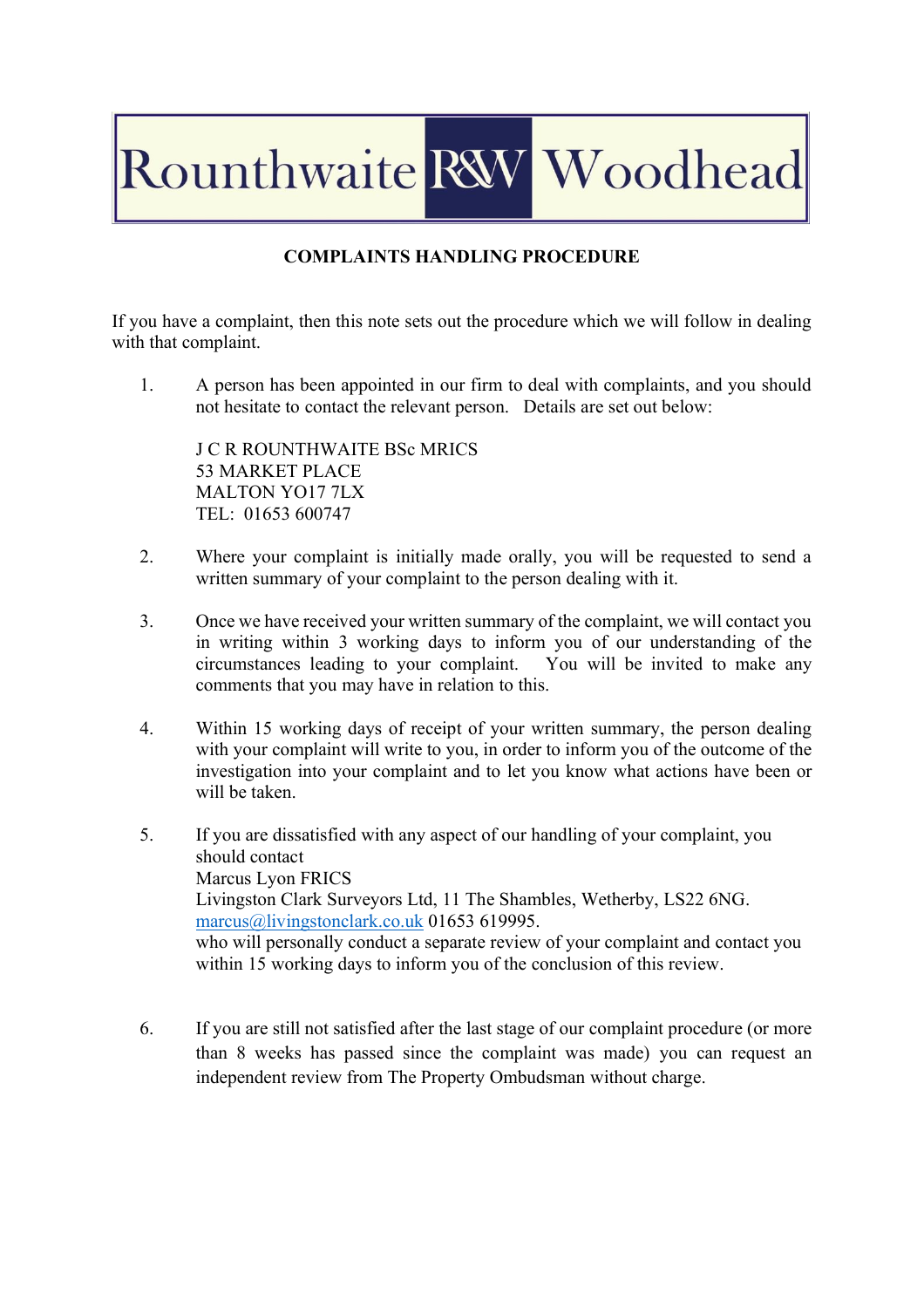Rounthwaite R&W Woodhead

## COMPLAINTS HANDLING PROCEDURE

If you have a complaint, then this note sets out the procedure which we will follow in dealing with that complaint.

1. A person has been appointed in our firm to deal with complaints, and you should not hesitate to contact the relevant person. Details are set out below:

   J C R ROUNTHWAITE BSc MRICS
   53 MARKET PLACE
   MALTON YO17 7LX
   TEL: 01653 600747

2. Where your complaint is initially made orally, you will be requested to send a written summary of your complaint to the person dealing with it.

3. Once we have received your written summary of the complaint, we will contact you in writing within 3 working days to inform you of our understanding of the circumstances leading to your complaint. You will be invited to make any comments that you may have in relation to this.

4. Within 15 working days of receipt of your written summary, the person dealing with your complaint will write to you, in order to inform you of the outcome of the investigation into your complaint and to let you know what actions have been or will be taken.

5. If you are dissatisfied with any aspect of our handling of your complaint, you should contact
   Marcus Lyon FRICS
   Livingston Clark Surveyors Ltd, 11 The Shambles, Wetherby, LS22 6NG.
   marcus@livingstonclark.co.uk 01653 619995.
   who will personally conduct a separate review of your complaint and contact you within 15 working days to inform you of the conclusion of this review.

6. If you are still not satisfied after the last stage of our complaint procedure (or more than 8 weeks has passed since the complaint was made) you can request an independent review from The Property Ombudsman without charge.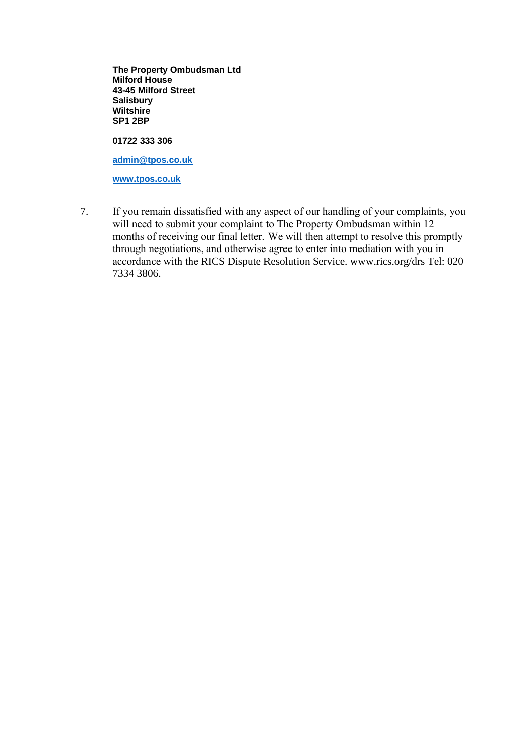**The Property Ombudsman Ltd**
**Milford House**
**43-45 Milford Street**
**Salisbury**
**Wiltshire**
**SP1 2BP**

**01722 333 306**

**admin@tpos.co.uk**

**www.tpos.co.uk**

7. If you remain dissatisfied with any aspect of our handling of your complaints, you will need to submit your complaint to The Property Ombudsman within 12 months of receiving our final letter. We will then attempt to resolve this promptly through negotiations, and otherwise agree to enter into mediation with you in accordance with the RICS Dispute Resolution Service. www.rics.org/drs Tel: 020 7334 3806.